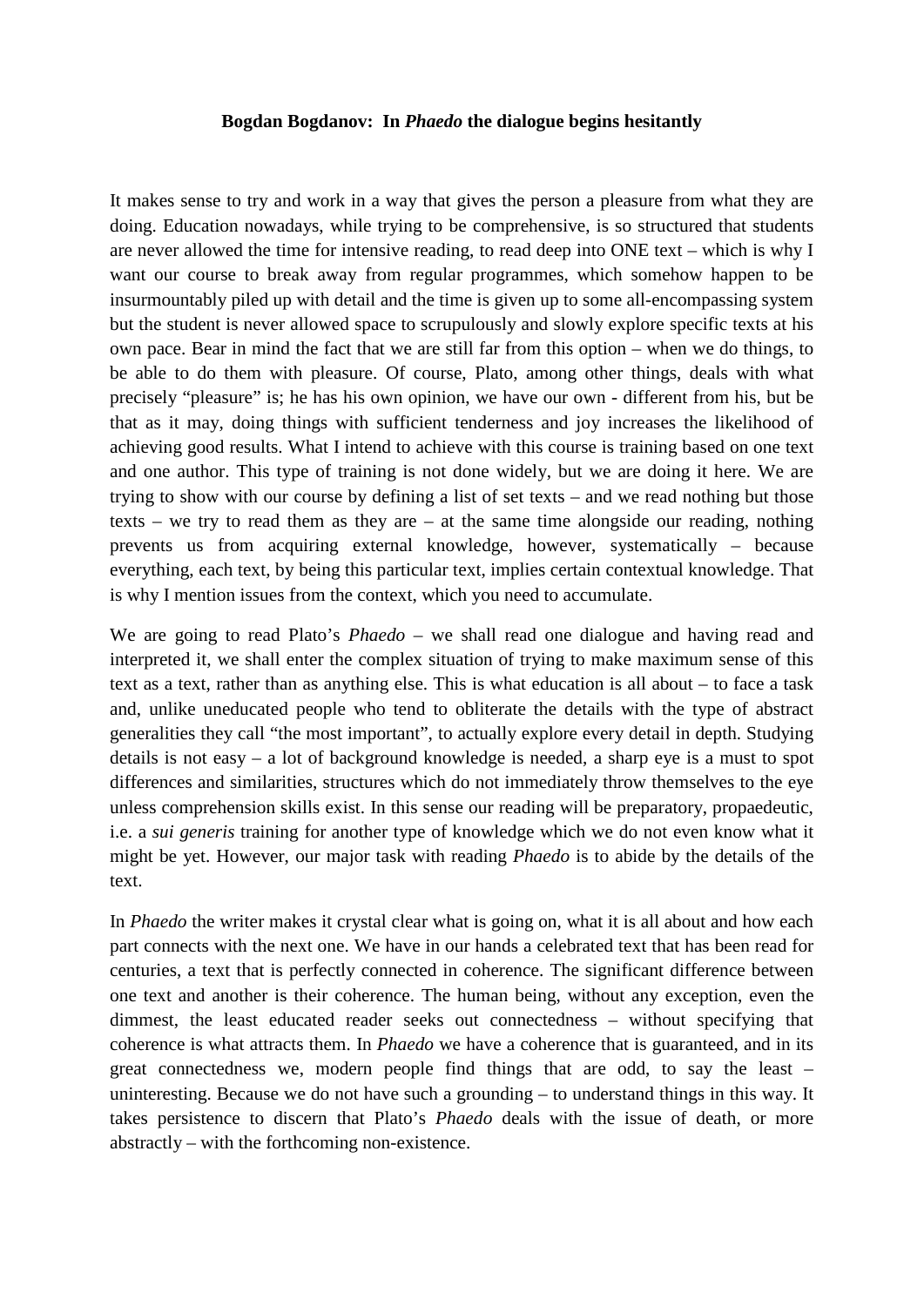**Bogdan Bogdanov: In *Phaedo* the dialogue begins hesitantly**

It makes sense to try and work in a way that gives the person a pleasure from what they are doing. Education nowadays, while trying to be comprehensive, is so structured that students are never allowed the time for intensive reading, to read deep into ONE text – which is why I want our course to break away from regular programmes, which somehow happen to be insurmountably piled up with detail and the time is given up to some all-encompassing system but the student is never allowed space to scrupulously and slowly explore specific texts at his own pace. Bear in mind the fact that we are still far from this option – when we do things, to be able to do them with pleasure. Of course, Plato, among other things, deals with what precisely "pleasure" is; he has his own opinion, we have our own - different from his, but be that as it may, doing things with sufficient tenderness and joy increases the likelihood of achieving good results. What I intend to achieve with this course is training based on one text and one author. This type of training is not done widely, but we are doing it here. We are trying to show with our course by defining a list of set texts – and we read nothing but those texts – we try to read them as they are – at the same time alongside our reading, nothing prevents us from acquiring external knowledge, however, systematically – because everything, each text, by being this particular text, implies certain contextual knowledge. That is why I mention issues from the context, which you need to accumulate.

We are going to read Plato's *Phaedo* – we shall read one dialogue and having read and interpreted it, we shall enter the complex situation of trying to make maximum sense of this text as a text, rather than as anything else. This is what education is all about – to face a task and, unlike uneducated people who tend to obliterate the details with the type of abstract generalities they call "the most important", to actually explore every detail in depth. Studying details is not easy – a lot of background knowledge is needed, a sharp eye is a must to spot differences and similarities, structures which do not immediately throw themselves to the eye unless comprehension skills exist. In this sense our reading will be preparatory, propaedeutic, i.e. a *sui generis* training for another type of knowledge which we do not even know what it might be yet. However, our major task with reading *Phaedo* is to abide by the details of the text.

In *Phaedo* the writer makes it crystal clear what is going on, what it is all about and how each part connects with the next one. We have in our hands a celebrated text that has been read for centuries, a text that is perfectly connected in coherence. The significant difference between one text and another is their coherence. The human being, without any exception, even the dimmest, the least educated reader seeks out connectedness – without specifying that coherence is what attracts them. In *Phaedo* we have a coherence that is guaranteed, and in its great connectedness we, modern people find things that are odd, to say the least – uninteresting. Because we do not have such a grounding – to understand things in this way. It takes persistence to discern that Plato's *Phaedo* deals with the issue of death, or more abstractly – with the forthcoming non-existence.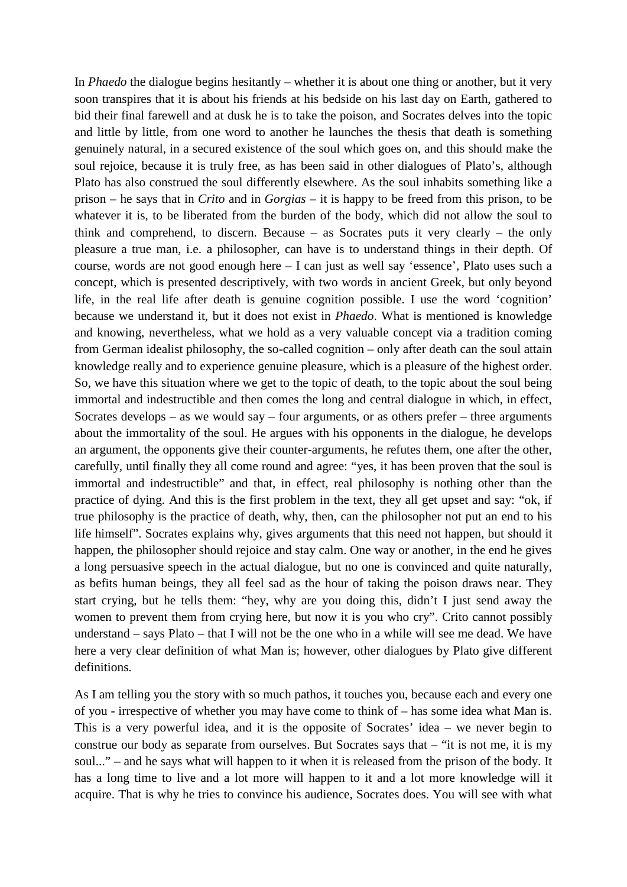In *Phaedo* the dialogue begins hesitantly – whether it is about one thing or another, but it very soon transpires that it is about his friends at his bedside on his last day on Earth, gathered to bid their final farewell and at dusk he is to take the poison, and Socrates delves into the topic and little by little, from one word to another he launches the thesis that death is something genuinely natural, in a secured existence of the soul which goes on, and this should make the soul rejoice, because it is truly free, as has been said in other dialogues of Plato's, although Plato has also construed the soul differently elsewhere. As the soul inhabits something like a prison – he says that in *Crito* and in *Gorgias* – it is happy to be freed from this prison, to be whatever it is, to be liberated from the burden of the body, which did not allow the soul to think and comprehend, to discern. Because – as Socrates puts it very clearly – the only pleasure a true man, i.e. a philosopher, can have is to understand things in their depth. Of course, words are not good enough here – I can just as well say 'essence', Plato uses such a concept, which is presented descriptively, with two words in ancient Greek, but only beyond life, in the real life after death is genuine cognition possible. I use the word 'cognition' because we understand it, but it does not exist in *Phaedo*. What is mentioned is knowledge and knowing, nevertheless, what we hold as a very valuable concept via a tradition coming from German idealist philosophy, the so-called cognition – only after death can the soul attain knowledge really and to experience genuine pleasure, which is a pleasure of the highest order. So, we have this situation where we get to the topic of death, to the topic about the soul being immortal and indestructible and then comes the long and central dialogue in which, in effect, Socrates develops – as we would say – four arguments, or as others prefer – three arguments about the immortality of the soul. He argues with his opponents in the dialogue, he develops an argument, the opponents give their counter-arguments, he refutes them, one after the other, carefully, until finally they all come round and agree: "yes, it has been proven that the soul is immortal and indestructible" and that, in effect, real philosophy is nothing other than the practice of dying. And this is the first problem in the text, they all get upset and say: "ok, if true philosophy is the practice of death, why, then, can the philosopher not put an end to his life himself". Socrates explains why, gives arguments that this need not happen, but should it happen, the philosopher should rejoice and stay calm. One way or another, in the end he gives a long persuasive speech in the actual dialogue, but no one is convinced and quite naturally, as befits human beings, they all feel sad as the hour of taking the poison draws near. They start crying, but he tells them: "hey, why are you doing this, didn't I just send away the women to prevent them from crying here, but now it is you who cry". Crito cannot possibly understand – says Plato – that I will not be the one who in a while will see me dead. We have here a very clear definition of what Man is; however, other dialogues by Plato give different definitions.

As I am telling you the story with so much pathos, it touches you, because each and every one of you - irrespective of whether you may have come to think of – has some idea what Man is. This is a very powerful idea, and it is the opposite of Socrates' idea – we never begin to construe our body as separate from ourselves. But Socrates says that – "it is not me, it is my soul..." – and he says what will happen to it when it is released from the prison of the body. It has a long time to live and a lot more will happen to it and a lot more knowledge will it acquire. That is why he tries to convince his audience, Socrates does. You will see with what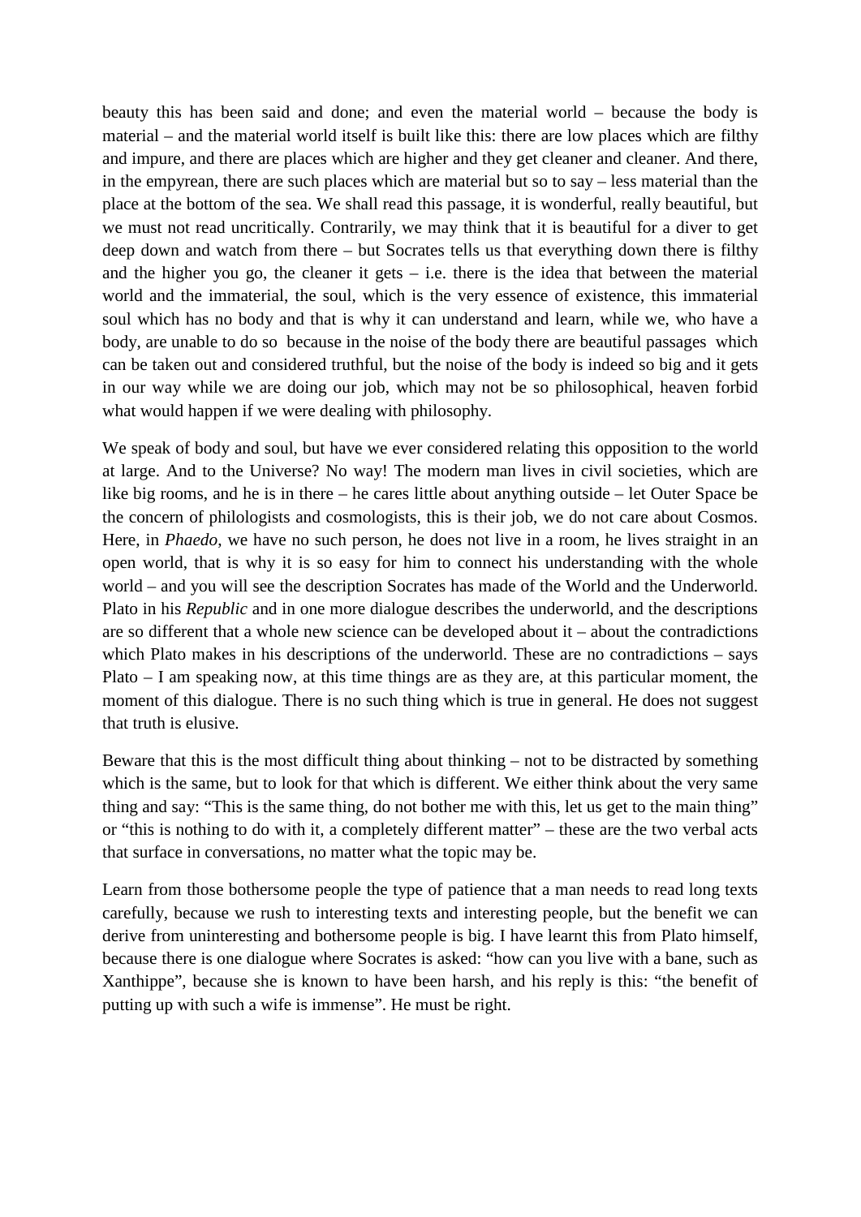beauty this has been said and done; and even the material world – because the body is material – and the material world itself is built like this: there are low places which are filthy and impure, and there are places which are higher and they get cleaner and cleaner. And there, in the empyrean, there are such places which are material but so to say – less material than the place at the bottom of the sea. We shall read this passage, it is wonderful, really beautiful, but we must not read uncritically. Contrarily, we may think that it is beautiful for a diver to get deep down and watch from there – but Socrates tells us that everything down there is filthy and the higher you go, the cleaner it gets – i.e. there is the idea that between the material world and the immaterial, the soul, which is the very essence of existence, this immaterial soul which has no body and that is why it can understand and learn, while we, who have a body, are unable to do so because in the noise of the body there are beautiful passages which can be taken out and considered truthful, but the noise of the body is indeed so big and it gets in our way while we are doing our job, which may not be so philosophical, heaven forbid what would happen if we were dealing with philosophy.

We speak of body and soul, but have we ever considered relating this opposition to the world at large. And to the Universe? No way! The modern man lives in civil societies, which are like big rooms, and he is in there – he cares little about anything outside – let Outer Space be the concern of philologists and cosmologists, this is their job, we do not care about Cosmos. Here, in *Phaedo*, we have no such person, he does not live in a room, he lives straight in an open world, that is why it is so easy for him to connect his understanding with the whole world – and you will see the description Socrates has made of the World and the Underworld. Plato in his *Republic* and in one more dialogue describes the underworld, and the descriptions are so different that a whole new science can be developed about it – about the contradictions which Plato makes in his descriptions of the underworld. These are no contradictions – says Plato – I am speaking now, at this time things are as they are, at this particular moment, the moment of this dialogue. There is no such thing which is true in general. He does not suggest that truth is elusive.

Beware that this is the most difficult thing about thinking – not to be distracted by something which is the same, but to look for that which is different. We either think about the very same thing and say: "This is the same thing, do not bother me with this, let us get to the main thing" or "this is nothing to do with it, a completely different matter" – these are the two verbal acts that surface in conversations, no matter what the topic may be.

Learn from those bothersome people the type of patience that a man needs to read long texts carefully, because we rush to interesting texts and interesting people, but the benefit we can derive from uninteresting and bothersome people is big. I have learnt this from Plato himself, because there is one dialogue where Socrates is asked: "how can you live with a bane, such as Xanthippe", because she is known to have been harsh, and his reply is this: "the benefit of putting up with such a wife is immense". He must be right.